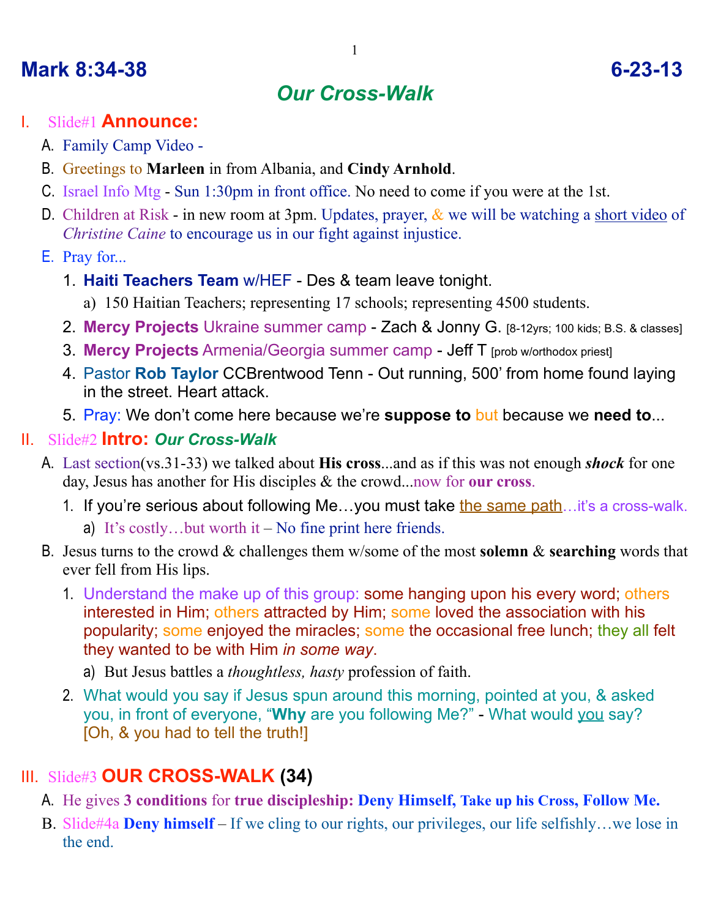# Mark 8:34-38 6-23-13

## *Our Cross-Walk*

I. Slide#1 **Announce:**

A. Family Camp Video -

B. Greetings to **Marleen** in from Albania, and **Cindy Arnhold**.

C. Israel Info Mtg - Sun 1:30pm in front office. No need to come if you were at the 1st.

D. Children at Risk - in new room at 3pm. Updates, prayer, & we will be watching a short video of *Christine Caine* to encourage us in our fight against injustice.

E. Pray for...

1. **Haiti Teachers Team** w/HEF - Des & team leave tonight.
   a) 150 Haitian Teachers; representing 17 schools; representing 4500 students.
2. **Mercy Projects** Ukraine summer camp - Zach & Jonny G. [8-12yrs; 100 kids; B.S. & classes]
3. **Mercy Projects** Armenia/Georgia summer camp - Jeff T [prob w/orthodox priest]
4. Pastor **Rob Taylor** CCBrentwood Tenn - Out running, 500' from home found laying in the street. Heart attack.
5. Pray: We don't come here because we're **suppose to** but because we **need to**...

II. Slide#2 **Intro:** ***Our Cross-Walk***

A. Last section(vs.31-33) we talked about **His cross**...and as if this was not enough ***shock*** for one day, Jesus has another for His disciples & the crowd...now for **our cross**.

1. If you're serious about following Me…you must take the same path…it's a cross-walk.
   a) It's costly…but worth it – No fine print here friends.

B. Jesus turns to the crowd & challenges them w/some of the most **solemn** & **searching** words that ever fell from His lips.

1. Understand the make up of this group: some hanging upon his every word; others interested in Him; others attracted by Him; some loved the association with his popularity; some enjoyed the miracles; some the occasional free lunch; they all felt they wanted to be with Him *in some way*.
   a) But Jesus battles a *thoughtless, hasty* profession of faith.
2. What would you say if Jesus spun around this morning, pointed at you, & asked you, in front of everyone, "**Why** are you following Me?" - What would you say? [Oh, & you had to tell the truth!]

III. Slide#3 **OUR CROSS-WALK (34)**

A. He gives **3 conditions** for **true discipleship: Deny Himself, Take up his Cross, Follow Me.**

B. Slide#4a **Deny himself** – If we cling to our rights, our privileges, our life selfishly…we lose in the end.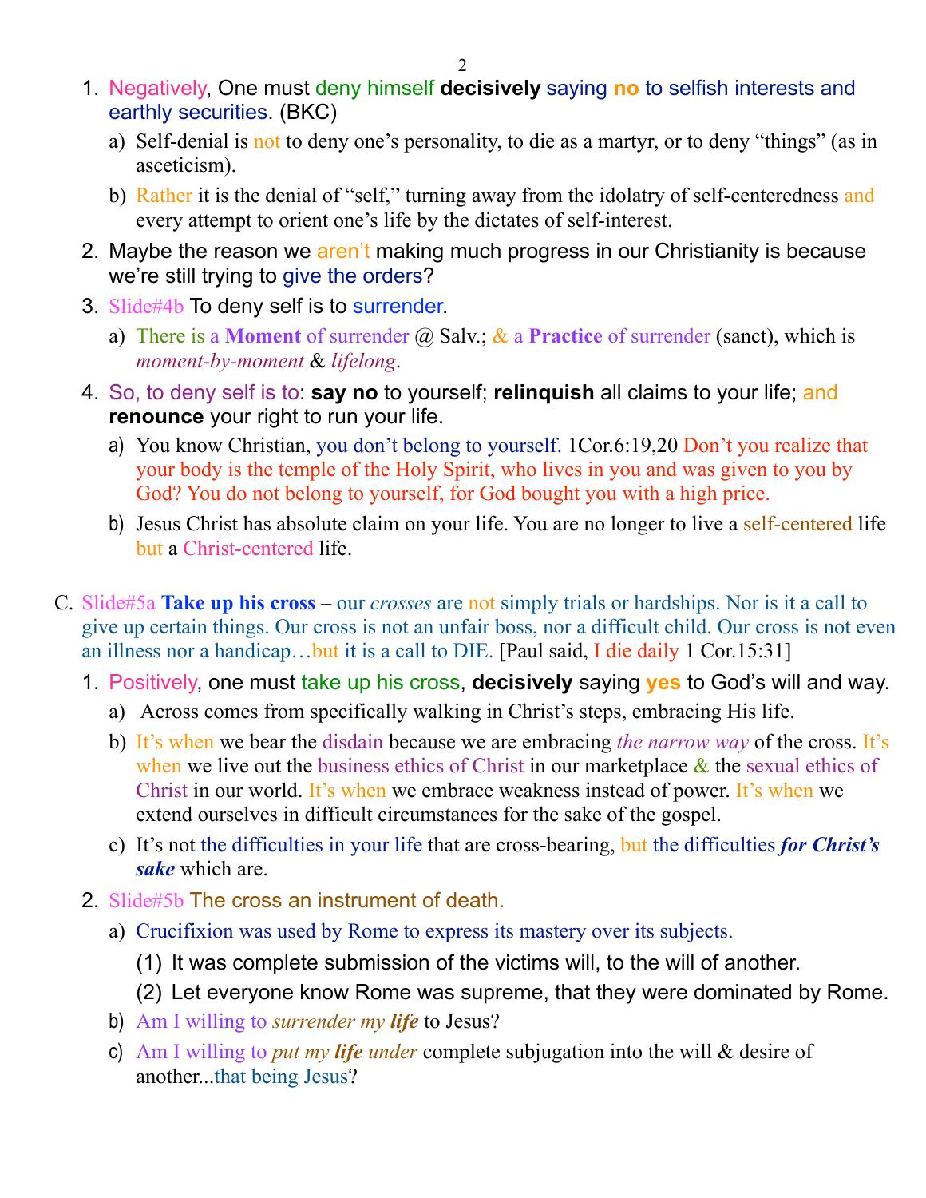1. Negatively, One must deny himself **decisively** saying **no** to selfish interests and earthly securities. (BKC)
   a) Self-denial is not to deny one's personality, to die as a martyr, or to deny "things" (as in asceticism).
   b) Rather it is the denial of "self," turning away from the idolatry of self-centeredness and every attempt to orient one's life by the dictates of self-interest.
2. Maybe the reason we aren't making much progress in our Christianity is because we're still trying to give the orders?
3. Slide#4b To deny self is to surrender.
   a) There is a **Moment** of surrender @ Salv.; & a **Practice** of surrender (sanct), which is *moment-by-moment* & *lifelong*.
4. So, to deny self is to: **say no** to yourself; **relinquish** all claims to your life; and **renounce** your right to run your life.
   a) You know Christian, you don't belong to yourself. 1Cor.6:19,20 Don't you realize that your body is the temple of the Holy Spirit, who lives in you and was given to you by God? You do not belong to yourself, for God bought you with a high price.
   b) Jesus Christ has absolute claim on your life. You are no longer to live a self-centered life but a Christ-centered life.

C. Slide#5a **Take up his cross** – our *crosses* are not simply trials or hardships. Nor is it a call to give up certain things. Our cross is not an unfair boss, nor a difficult child. Our cross is not even an illness nor a handicap…but it is a call to DIE. [Paul said, I die daily 1 Cor.15:31]

1. Positively, one must take up his cross, **decisively** saying **yes** to God's will and way.
   a) Across comes from specifically walking in Christ's steps, embracing His life.
   b) It's when we bear the disdain because we are embracing *the narrow way* of the cross. It's when we live out the business ethics of Christ in our marketplace & the sexual ethics of Christ in our world. It's when we embrace weakness instead of power. It's when we extend ourselves in difficult circumstances for the sake of the gospel.
   c) It's not the difficulties in your life that are cross-bearing, but the difficulties ***for Christ's sake*** which are.
2. Slide#5b The cross an instrument of death.
   a) Crucifixion was used by Rome to express its mastery over its subjects.
      (1) It was complete submission of the victims will, to the will of another.
      (2) Let everyone know Rome was supreme, that they were dominated by Rome.
   b) Am I willing to *surrender my **life*** to Jesus?
   c) Am I willing to *put my **life** under* complete subjugation into the will & desire of another...that being Jesus?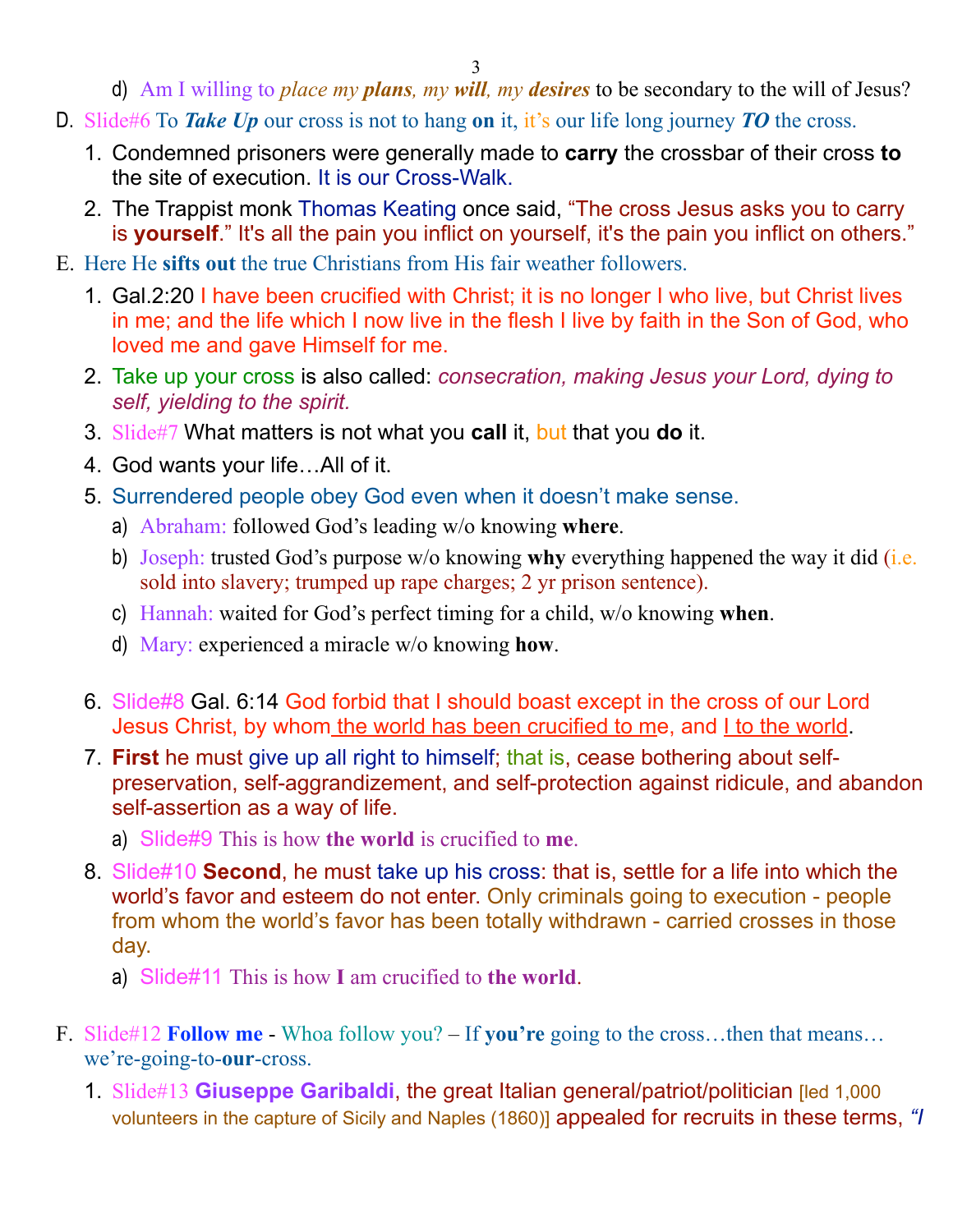d) Am I willing to *place my **plans**, my **will**, my **desires*** to be secondary to the will of Jesus?

D. Slide#6 To ***Take Up*** our cross is not to hang **on** it, it's our life long journey ***TO*** the cross.

1. Condemned prisoners were generally made to **carry** the crossbar of their cross **to** the site of execution. It is our Cross-Walk.
2. The Trappist monk Thomas Keating once said, "The cross Jesus asks you to carry is **yourself**." It's all the pain you inflict on yourself, it's the pain you inflict on others."

E. Here He **sifts out** the true Christians from His fair weather followers.

1. Gal.2:20 I have been crucified with Christ; it is no longer I who live, but Christ lives in me; and the life which I now live in the flesh I live by faith in the Son of God, who loved me and gave Himself for me.
2. Take up your cross is also called: *consecration, making Jesus your Lord, dying to self, yielding to the spirit.*
3. Slide#7 What matters is not what you **call** it, but that you **do** it.
4. God wants your life…All of it.
5. Surrendered people obey God even when it doesn't make sense.
   a) Abraham: followed God's leading w/o knowing **where**.
   b) Joseph: trusted God's purpose w/o knowing **why** everything happened the way it did (i.e. sold into slavery; trumped up rape charges; 2 yr prison sentence).
   c) Hannah: waited for God's perfect timing for a child, w/o knowing **when**.
   d) Mary: experienced a miracle w/o knowing **how**.

6. Slide#8 Gal. 6:14 God forbid that I should boast except in the cross of our Lord Jesus Christ, by whom the world has been crucified to me, and I to the world.
7. **First** he must give up all right to himself; that is, cease bothering about self-preservation, self-aggrandizement, and self-protection against ridicule, and abandon self-assertion as a way of life.
   a) Slide#9 This is how **the world** is crucified to **me**.
8. Slide#10 **Second**, he must take up his cross: that is, settle for a life into which the world's favor and esteem do not enter. Only criminals going to execution - people from whom the world's favor has been totally withdrawn - carried crosses in those day.
   a) Slide#11 This is how **I** am crucified to **the world**.

F. Slide#12 **Follow me** - Whoa follow you? – If **you're** going to the cross…then that means… we're-going-to-**our**-cross.

1. Slide#13 **Giuseppe Garibaldi**, the great Italian general/patriot/politician [led 1,000 volunteers in the capture of Sicily and Naples (1860)] appealed for recruits in these terms, *"I*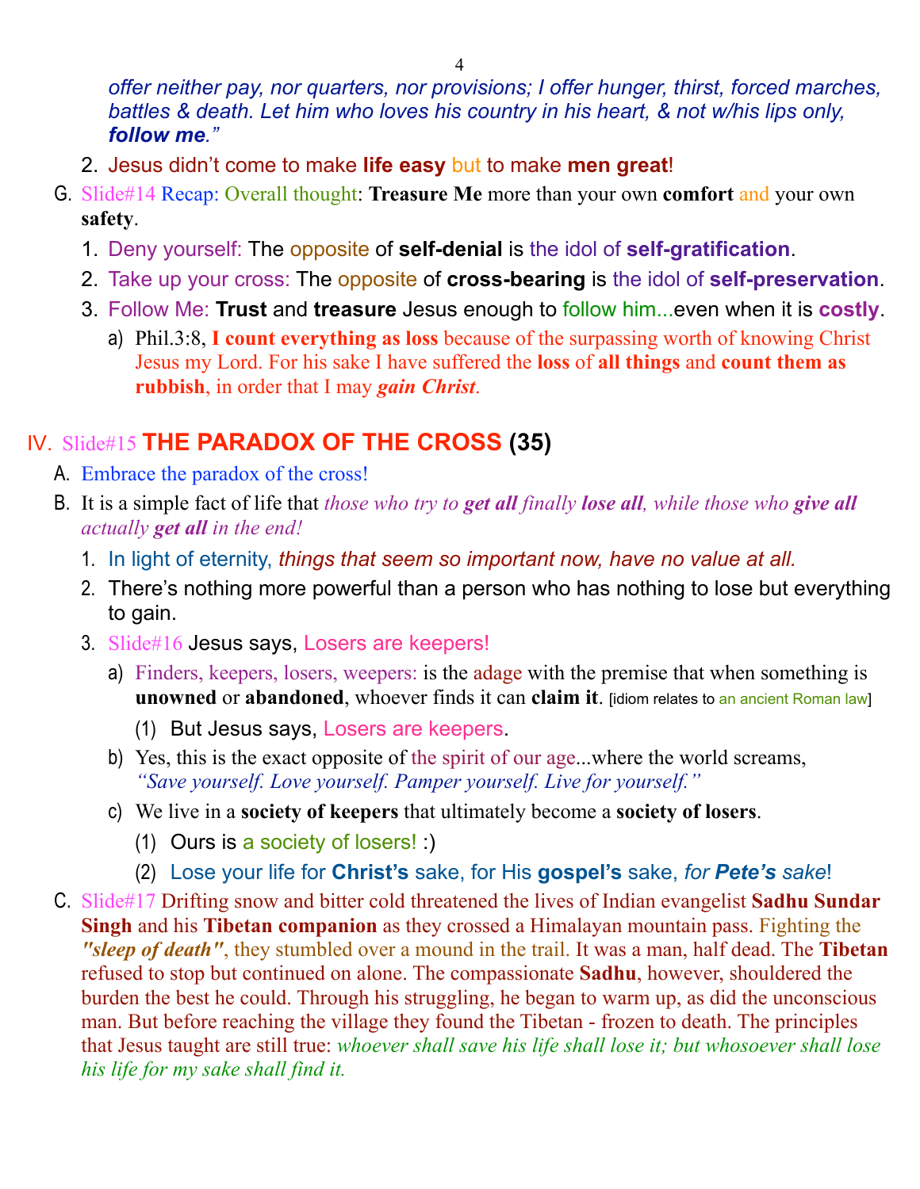*offer neither pay, nor quarters, nor provisions; I offer hunger, thirst, forced marches, battles & death. Let him who loves his country in his heart, & not w/his lips only, **follow me**."*

2. Jesus didn't come to make **life easy** but to make **men great**!

G. Slide#14 Recap: Overall thought: **Treasure Me** more than your own **comfort** and your own **safety**.

1. Deny yourself: The opposite of **self-denial** is the idol of **self-gratification**.
2. Take up your cross: The opposite of **cross-bearing** is the idol of **self-preservation**.
3. Follow Me: **Trust** and **treasure** Jesus enough to follow him...even when it is **costly**.
   a) Phil.3:8, **I count everything as loss** because of the surpassing worth of knowing Christ Jesus my Lord. For his sake I have suffered the **loss** of **all things** and **count them as rubbish**, in order that I may ***gain Christ***.

## IV. Slide#15 THE PARADOX OF THE CROSS (35)

A. Embrace the paradox of the cross!

B. It is a simple fact of life that *those who try to **get all** finally **lose all**, while those who **give all** actually **get all** in the end!*

1. In light of eternity, *things that seem so important now, have no value at all.*
2. There's nothing more powerful than a person who has nothing to lose but everything to gain.
3. Slide#16 Jesus says, Losers are keepers!
   a) Finders, keepers, losers, weepers: is the adage with the premise that when something is **unowned** or **abandoned**, whoever finds it can **claim it**. [idiom relates to an ancient Roman law]
      (1) But Jesus says, Losers are keepers.
   b) Yes, this is the exact opposite of the spirit of our age...where the world screams, *"Save yourself. Love yourself. Pamper yourself. Live for yourself."*
   c) We live in a **society of keepers** that ultimately become a **society of losers**.
      (1) Ours is a society of losers! :)
      (2) Lose your life for **Christ's** sake, for His **gospel's** sake, *for **Pete's** sake*!

C. Slide#17 Drifting snow and bitter cold threatened the lives of Indian evangelist **Sadhu Sundar Singh** and his **Tibetan companion** as they crossed a Himalayan mountain pass. Fighting the ***"sleep of death"***, they stumbled over a mound in the trail. It was a man, half dead. The **Tibetan** refused to stop but continued on alone. The compassionate **Sadhu**, however, shouldered the burden the best he could. Through his struggling, he began to warm up, as did the unconscious man. But before reaching the village they found the Tibetan - frozen to death. The principles that Jesus taught are still true: *whoever shall save his life shall lose it; but whosoever shall lose his life for my sake shall find it.*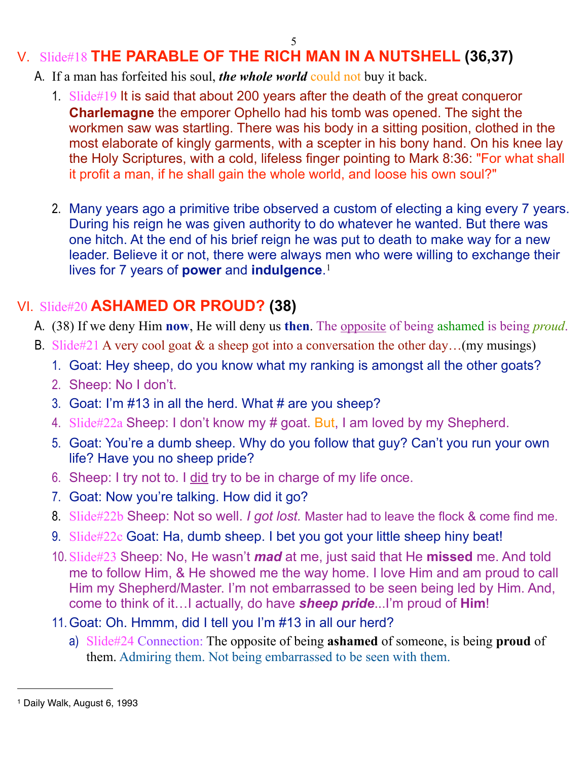## V. Slide#18 **THE PARABLE OF THE RICH MAN IN A NUTSHELL (36,37)**

A. If a man has forfeited his soul, ***the whole world*** could not buy it back.

1. Slide#19 It is said that about 200 years after the death of the great conqueror **Charlemagne** the emporer Ophello had his tomb was opened. The sight the workmen saw was startling. There was his body in a sitting position, clothed in the most elaborate of kingly garments, with a scepter in his bony hand. On his knee lay the Holy Scriptures, with a cold, lifeless finger pointing to Mark 8:36: "For what shall it profit a man, if he shall gain the whole world, and loose his own soul?"

2. Many years ago a primitive tribe observed a custom of electing a king every 7 years. During his reign he was given authority to do whatever he wanted. But there was one hitch. At the end of his brief reign he was put to death to make way for a new leader. Believe it or not, there were always men who were willing to exchange their lives for 7 years of **power** and **indulgence**.[1]

## VI. Slide#20 **ASHAMED OR PROUD? (38)**

A. (38) If we deny Him **now**, He will deny us **then**. The opposite of being ashamed is being *proud*.

B. Slide#21 A very cool goat & a sheep got into a conversation the other day…(my musings)

1. Goat: Hey sheep, do you know what my ranking is amongst all the other goats?
2. Sheep: No I don't.
3. Goat: I'm #13 in all the herd. What # are you sheep?
4. Slide#22a Sheep: I don't know my # goat. But, I am loved by my Shepherd.
5. Goat: You're a dumb sheep. Why do you follow that guy? Can't you run your own life? Have you no sheep pride?
6. Sheep: I try not to. I did try to be in charge of my life once.
7. Goat: Now you're talking. How did it go?
8. Slide#22b Sheep: Not so well. *I got lost.* Master had to leave the flock & come find me.
9. Slide#22c Goat: Ha, dumb sheep. I bet you got your little sheep hiny beat!
10. Slide#23 Sheep: No, He wasn't ***mad*** at me, just said that He **missed** me. And told me to follow Him, & He showed me the way home. I love Him and am proud to call Him my Shepherd/Master. I'm not embarrassed to be seen being led by Him. And, come to think of it…I actually, do have ***sheep pride***...I'm proud of **Him**!
11. Goat: Oh. Hmmm, did I tell you I'm #13 in all our herd?
    a) Slide#24 Connection: The opposite of being **ashamed** of someone, is being **proud** of them. Admiring them. Not being embarrassed to be seen with them.

---

[1] Daily Walk, August 6, 1993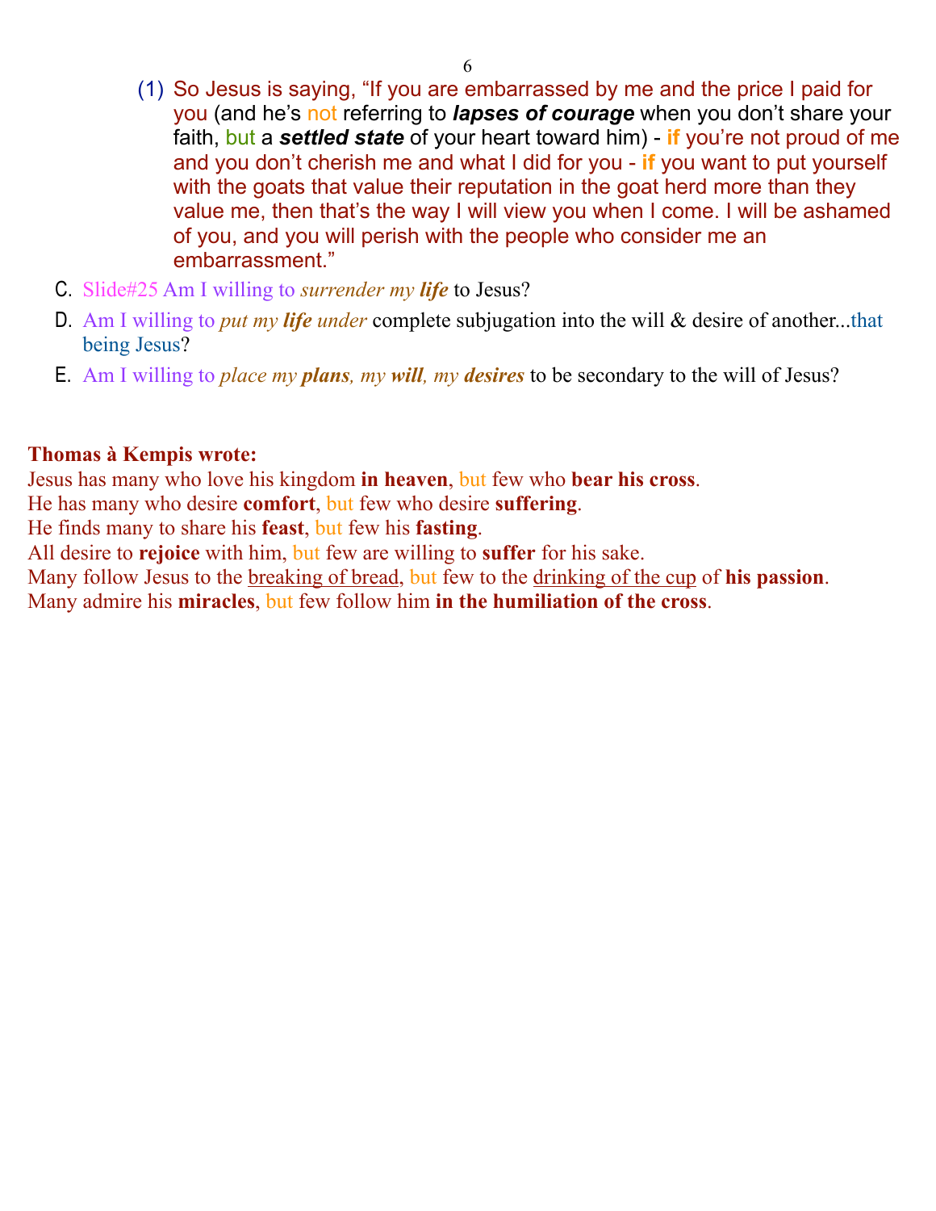(1) So Jesus is saying, "If you are embarrassed by me and the price I paid for you (and he's not referring to ***lapses of courage*** when you don't share your faith, but a ***settled state*** of your heart toward him) - **if** you're not proud of me and you don't cherish me and what I did for you - **if** you want to put yourself with the goats that value their reputation in the goat herd more than they value me, then that's the way I will view you when I come. I will be ashamed of you, and you will perish with the people who consider me an embarrassment."

C. Slide#25 Am I willing to *surrender my **life*** to Jesus?

D. Am I willing to *put my **life** under* complete subjugation into the will & desire of another...that being Jesus?

E. Am I willing to *place my **plans**, my **will**, my **desires*** to be secondary to the will of Jesus?

**Thomas à Kempis wrote:**
Jesus has many who love his kingdom **in heaven**, but few who **bear his cross**.
He has many who desire **comfort**, but few who desire **suffering**.
He finds many to share his **feast**, but few his **fasting**.
All desire to **rejoice** with him, but few are willing to **suffer** for his sake.
Many follow Jesus to the <u>breaking of bread</u>, but few to the <u>drinking of the cup</u> of **his passion**.
Many admire his **miracles**, but few follow him **in the humiliation of the cross**.